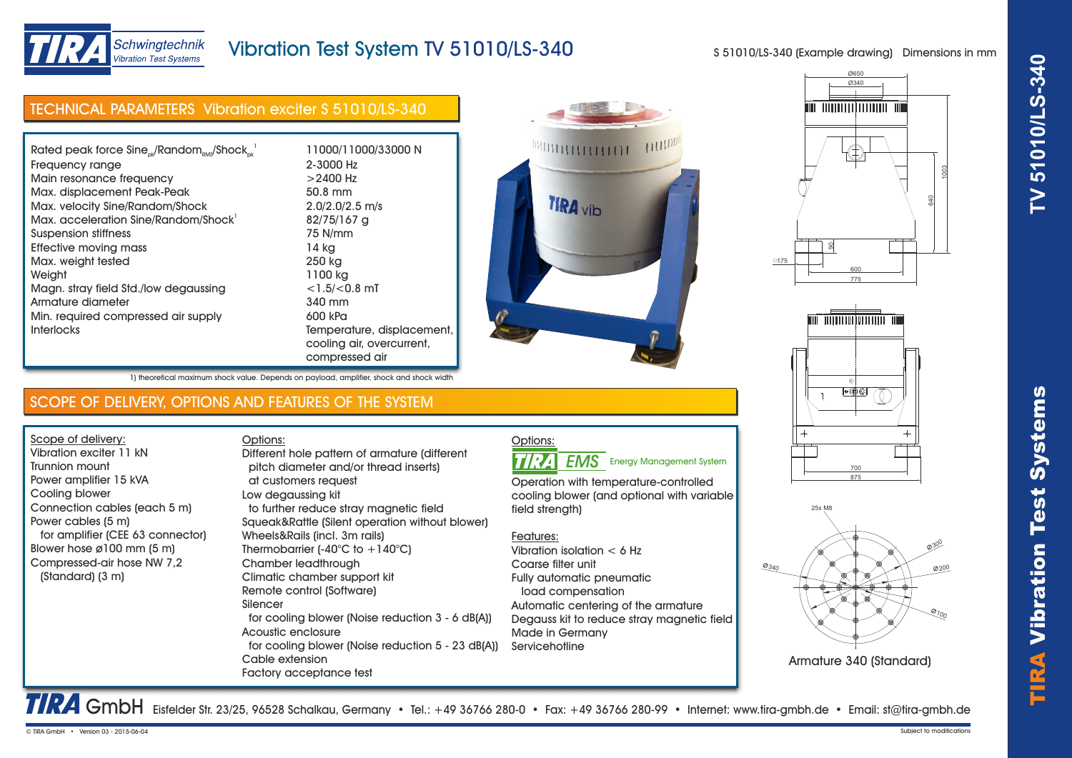# Vibration Test System TV 51010/LS-340

S 51010/LS-340 (Example drawing) Dimensions in mm

## TECHNICAL PARAMETERS Vibration exciter S 51010/LS-340

| Parameter | Value |
|---|---|
| Rated peak force Sine$_{pk}$/Random$_{RMS}$/Shock$_{pk}$[1] | 11000/11000/33000 N |
| Frequency range | 2-3000 Hz |
| Main resonance frequency | >2400 Hz |
| Max. displacement Peak-Peak | 50.8 mm |
| Max. velocity Sine/Random/Shock | 2.0/2.0/2.5 m/s |
| Max. acceleration Sine/Random/Shock[1] | 82/75/167 g |
| Suspension stiffness | 75 N/mm |
| Effective moving mass | 14 kg |
| Max. weight tested | 250 kg |
| Weight | 1100 kg |
| Magn. stray field Std./low degaussing | <1.5/<0.8 mT |
| Armature diameter | 340 mm |
| Min. required compressed air supply | 600 kPa |
| Interlocks | Temperature, displacement, cooling air, overcurrent, compressed air |

1) theoretical maximum shock value. Depends on payload, amplifier, shock and shock width

## SCOPE OF DELIVERY, OPTIONS AND FEATURES OF THE SYSTEM

Scope of delivery:

- Vibration exciter 11 kN
- Trunnion mount
- Power amplifier 15 kVA
- Cooling blower
- Connection cables (each 5 m)
- Power cables (5 m) for amplifier (CEE 63 connector)
- Blower hose ø100 mm (5 m)
- Compressed-air hose NW 7,2 (Standard) (3 m)

Options:

- Different hole pattern of armature (different pitch diameter and/or thread inserts) at customers request
- Low degaussing kit to further reduce stray magnetic field
- Squeak&Rattle (Silent operation without blower)
- Wheels&Rails (incl. 3m rails)
- Thermobarrier (-40°C to +140°C)
- Chamber leadthrough
- Climatic chamber support kit
- Remote control (Software)
- Silencer for cooling blower (Noise reduction 3 - 6 dB(A))
- Acoustic enclosure for cooling blower (Noise reduction 5 - 23 dB(A))
- Cable extension
- Factory acceptance test

Options:

TIRA EMS Energy Management System

Operation with temperature-controlled cooling blower (and optional with variable field strength)

Features:

- Vibration isolation < 6 Hz
- Coarse filter unit
- Fully automatic pneumatic load compensation
- Automatic centering of the armature
- Degauss kit to reduce stray magnetic field
- Made in Germany
- Servicehotline

Armature 340 (Standard)

TIRA GmbH Eisfelder Str. 23/25, 96528 Schalkau, Germany • Tel.: +49 36766 280-0 • Fax: +49 36766 280-99 • Internet: www.tira-gmbh.de • Email: st@tira-gmbh.de

© TIRA GmbH • Version 03 - 2015-06-04

Subject to modifications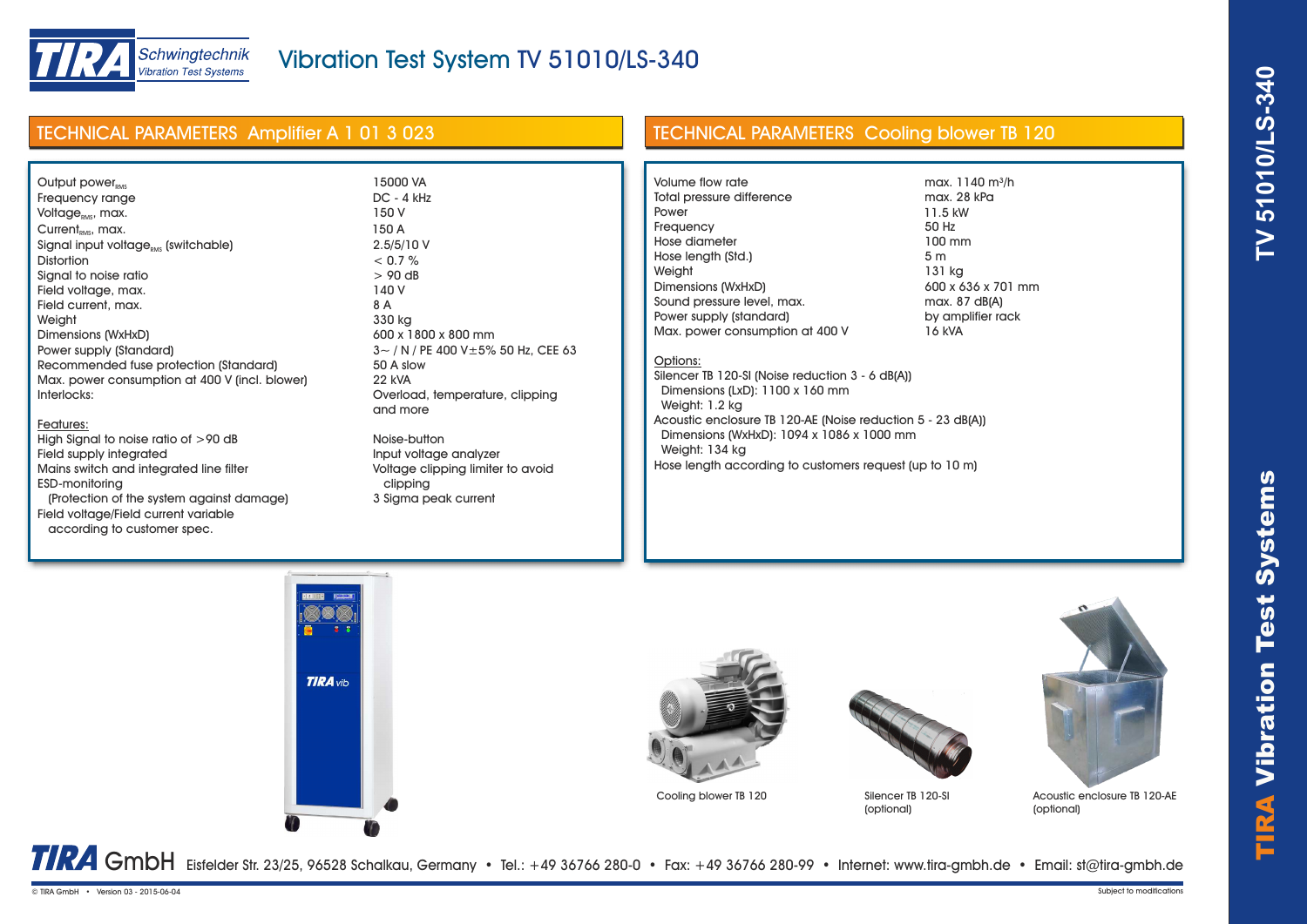# Vibration Test System TV 51010/LS-340

## TECHNICAL PARAMETERS Amplifier A 1 01 3 023

| | |
|---|---|
| Output power$_{RMS}$ | 15000 VA |
| Frequency range | DC - 4 kHz |
| Voltage$_{RMS}$, max. | 150 V |
| Current$_{RMS}$, max. | 150 A |
| Signal input voltage$_{RMS}$ (switchable) | 2.5/5/10 V |
| Distortion | < 0.7 % |
| Signal to noise ratio | > 90 dB |
| Field voltage, max. | 140 V |
| Field current, max. | 8 A |
| Weight | 330 kg |
| Dimensions (WxHxD) | 600 x 1800 x 800 mm |
| Power supply (Standard) | 3~ / N / PE 400 V±5% 50 Hz, CEE 63 |
| Recommended fuse protection (Standard) | 50 A slow |
| Max. power consumption at 400 V (incl. blower) | 22 kVA |
| Interlocks: | Overload, temperature, clipping and more |

Features:

- High Signal to noise ratio of >90 dB
- Field supply integrated
- Mains switch and integrated line filter
- ESD-monitoring (Protection of the system against damage)
- Field voltage/Field current variable according to customer spec.
- Noise-button
- Input voltage analyzer
- Voltage clipping limiter to avoid clipping
- 3 Sigma peak current

## TECHNICAL PARAMETERS Cooling blower TB 120

| | |
|---|---|
| Volume flow rate | max. 1140 m³/h |
| Total pressure difference | max. 28 kPa |
| Power | 11.5 kW |
| Frequency | 50 Hz |
| Hose diameter | 100 mm |
| Hose length (Std.) | 5 m |
| Weight | 131 kg |
| Dimensions (WxHxD) | 600 x 636 x 701 mm |
| Sound pressure level, max. | max. 87 dB(A) |
| Power supply (standard) | by amplifier rack |
| Max. power consumption at 400 V | 16 kVA |

Options:

Silencer TB 120-SI (Noise reduction 3 - 6 dB(A))
Dimensions (LxD): 1100 x 160 mm
Weight: 1.2 kg

Acoustic enclosure TB 120-AE (Noise reduction 5 - 23 dB(A))
Dimensions (WxHxD): 1094 x 1086 x 1000 mm
Weight: 134 kg

Hose length according to customers request (up to 10 m)

Cooling blower TB 120

Silencer TB 120-SI (optional)

Acoustic enclosure TB 120-AE (optional)

**TIRA** GmbH Eisfelder Str. 23/25, 96528 Schalkau, Germany • Tel.: +49 36766 280-0 • Fax: +49 36766 280-99 • Internet: www.tira-gmbh.de • Email: st@tira-gmbh.de

© TIRA GmbH • Version 03 - 2015-06-04

Subject to modifications